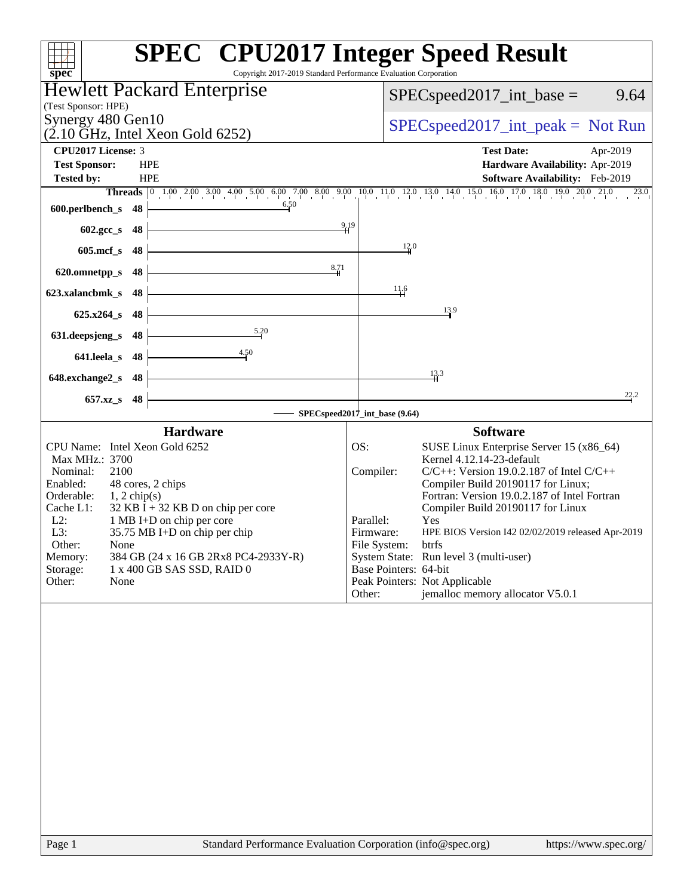# SPEC CPU2017 Integer Speed Result

Copyright 2017-2019 Standard Performance Evaluation Corporation

**Hewlett Packard Enterprise**
(Test Sponsor: HPE)
Synergy 480 Gen10
(2.10 GHz, Intel Xeon Gold 6252)

SPECspeed2017_int_base = 9.64

SPECspeed2017_int_peak = Not Run

| | | | |
|---|---|---|---|
| **CPU2017 License:** | 3 | **Test Date:** | Apr-2019 |
| **Test Sponsor:** | HPE | **Hardware Availability:** | Apr-2019 |
| **Tested by:** | HPE | **Software Availability:** | Feb-2019 |

Threads | 0 1.00 2.00 3.00 4.00 5.00 6.00 7.00 8.00 9.00 10.0 11.0 12.0 13.0 14.0 15.0 16.0 17.0 18.0 19.0 20.0 21.0 23.0

600.perlbench_s 48 — 6.50

602.gcc_s 48 — 9.19

605.mcf_s 48 — 12.0

620.omnetpp_s 48 — 8.71

623.xalancbmk_s 48 — 11.6

625.x264_s 48 — 13.9

631.deepsjeng_s 48 — 5.20

641.leela_s 48 — 4.50

648.exchange2_s 48 — 13.3

657.xz_s 48 — 22.2

SPECspeed2017_int_base (9.64)

## Hardware

| | |
|---|---|
| CPU Name: | Intel Xeon Gold 6252 |
| Max MHz.: | 3700 |
| Nominal: | 2100 |
| Enabled: | 48 cores, 2 chips |
| Orderable: | 1, 2 chip(s) |
| Cache L1: | 32 KB I + 32 KB D on chip per core |
| L2: | 1 MB I+D on chip per core |
| L3: | 35.75 MB I+D on chip per chip |
| Other: | None |
| Memory: | 384 GB (24 x 16 GB 2Rx8 PC4-2933Y-R) |
| Storage: | 1 x 400 GB SAS SSD, RAID 0 |
| Other: | None |

## Software

| | |
|---|---|
| OS: | SUSE Linux Enterprise Server 15 (x86_64) Kernel 4.12.14-23-default |
| Compiler: | C/C++: Version 19.0.2.187 of Intel C/C++ Compiler Build 20190117 for Linux; Fortran: Version 19.0.2.187 of Intel Fortran Compiler Build 20190117 for Linux |
| Parallel: | Yes |
| Firmware: | HPE BIOS Version I42 02/02/2019 released Apr-2019 |
| File System: | btrfs |
| System State: | Run level 3 (multi-user) |
| Base Pointers: | 64-bit |
| Peak Pointers: | Not Applicable |
| Other: | jemalloc memory allocator V5.0.1 |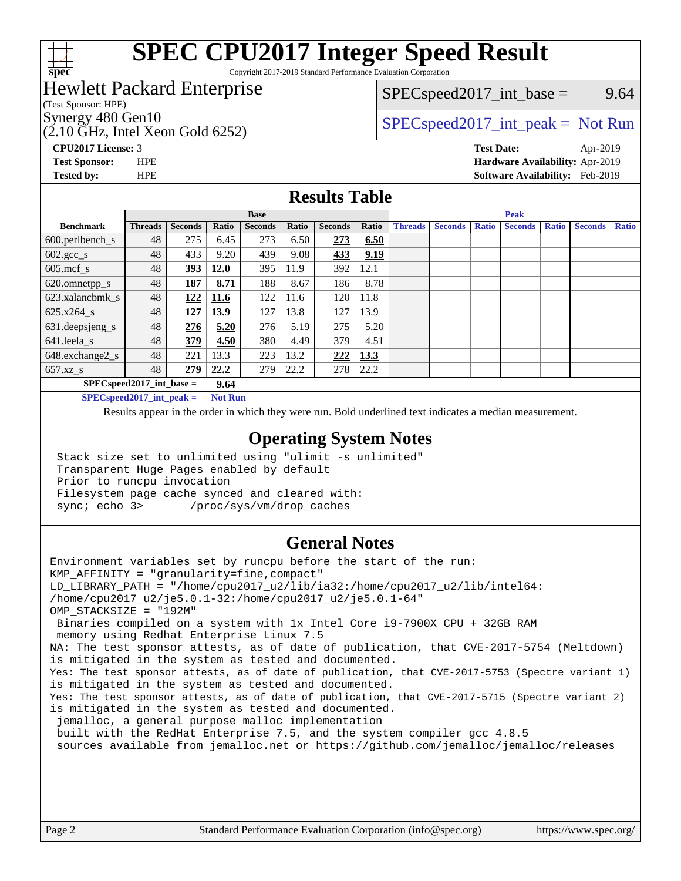# SPEC CPU2017 Integer Speed Result

Copyright 2017-2019 Standard Performance Evaluation Corporation

## Hewlett Packard Enterprise

(Test Sponsor: HPE)

Synergy 480 Gen10

(2.10 GHz, Intel Xeon Gold 6252)

SPECspeed2017_int_base = 9.64

SPECspeed2017_int_peak = Not Run

**CPU2017 License:** 3
**Test Sponsor:** HPE
**Tested by:** HPE

**Test Date:** Apr-2019
**Hardware Availability:** Apr-2019
**Software Availability:** Feb-2019

## Results Table

| | Base | | | | | | | Peak | | | | | | |
|---|---|---|---|---|---|---|---|---|---|---|---|---|---|---|
| **Benchmark** | **Threads** | **Seconds** | **Ratio** | **Seconds** | **Ratio** | **Seconds** | **Ratio** | **Threads** | **Seconds** | **Ratio** | **Seconds** | **Ratio** | **Seconds** | **Ratio** |
| 600.perlbench_s | 48 | 275 | 6.45 | 273 | 6.50 | **273** | **6.50** | | | | | | | |
| 602.gcc_s | 48 | 433 | 9.20 | 439 | 9.08 | **433** | **9.19** | | | | | | | |
| 605.mcf_s | 48 | **393** | **12.0** | 395 | 11.9 | 392 | 12.1 | | | | | | | |
| 620.omnetpp_s | 48 | **187** | **8.71** | 188 | 8.67 | 186 | 8.78 | | | | | | | |
| 623.xalancbmk_s | 48 | **122** | **11.6** | 122 | 11.6 | 120 | 11.8 | | | | | | | |
| 625.x264_s | 48 | **127** | **13.9** | 127 | 13.8 | 127 | 13.9 | | | | | | | |
| 631.deepsjeng_s | 48 | **276** | **5.20** | 276 | 5.19 | 275 | 5.20 | | | | | | | |
| 641.leela_s | 48 | **379** | **4.50** | 380 | 4.49 | 379 | 4.51 | | | | | | | |
| 648.exchange2_s | 48 | 221 | 13.3 | 223 | 13.2 | **222** | **13.3** | | | | | | | |
| 657.xz_s | 48 | **279** | **22.2** | 279 | 22.2 | 278 | 22.2 | | | | | | | |

**SPECspeed2017_int_base = 9.64**

**SPECspeed2017_int_peak = Not Run**

Results appear in the order in which they were run. Bold underlined text indicates a median measurement.

## Operating System Notes

```
Stack size set to unlimited using "ulimit -s unlimited"
Transparent Huge Pages enabled by default
Prior to runcpu invocation
Filesystem page cache synced and cleared with:
sync; echo 3>       /proc/sys/vm/drop_caches
```

## General Notes

```
Environment variables set by runcpu before the start of the run:
KMP_AFFINITY = "granularity=fine,compact"
LD_LIBRARY_PATH = "/home/cpu2017_u2/lib/ia32:/home/cpu2017_u2/lib/intel64:
/home/cpu2017_u2/je5.0.1-32:/home/cpu2017_u2/je5.0.1-64"
OMP_STACKSIZE = "192M"
 Binaries compiled on a system with 1x Intel Core i9-7900X CPU + 32GB RAM
 memory using Redhat Enterprise Linux 7.5
NA: The test sponsor attests, as of date of publication, that CVE-2017-5754 (Meltdown)
is mitigated in the system as tested and documented.
Yes: The test sponsor attests, as of date of publication, that CVE-2017-5753 (Spectre variant 1)
is mitigated in the system as tested and documented.
Yes: The test sponsor attests, as of date of publication, that CVE-2017-5715 (Spectre variant 2)
is mitigated in the system as tested and documented.
 jemalloc, a general purpose malloc implementation
 built with the RedHat Enterprise 7.5, and the system compiler gcc 4.8.5
 sources available from jemalloc.net or https://github.com/jemalloc/jemalloc/releases
```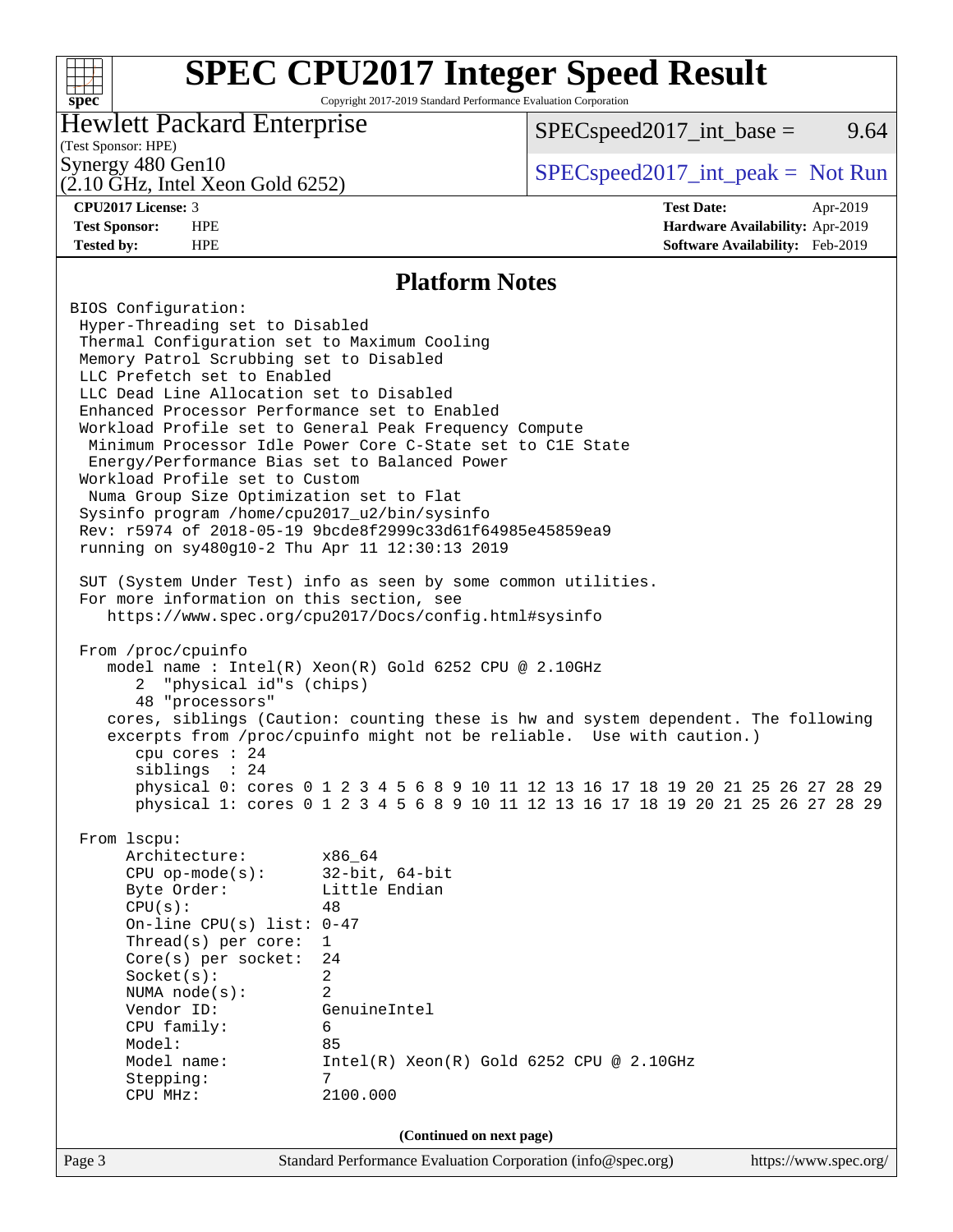# SPEC CPU2017 Integer Speed Result

Copyright 2017-2019 Standard Performance Evaluation Corporation

**Hewlett Packard Enterprise**
(Test Sponsor: HPE)
Synergy 480 Gen10
(2.10 GHz, Intel Xeon Gold 6252)

SPECspeed2017_int_base = 9.64

SPECspeed2017_int_peak = Not Run

**CPU2017 License:** 3
**Test Sponsor:** HPE
**Tested by:** HPE

**Test Date:** Apr-2019
**Hardware Availability:** Apr-2019
**Software Availability:** Feb-2019

## Platform Notes

```
BIOS Configuration:
 Hyper-Threading set to Disabled
 Thermal Configuration set to Maximum Cooling
 Memory Patrol Scrubbing set to Disabled
 LLC Prefetch set to Enabled
 LLC Dead Line Allocation set to Disabled
 Enhanced Processor Performance set to Enabled
 Workload Profile set to General Peak Frequency Compute
  Minimum Processor Idle Power Core C-State set to C1E State
  Energy/Performance Bias set to Balanced Power
 Workload Profile set to Custom
  Numa Group Size Optimization set to Flat
 Sysinfo program /home/cpu2017_u2/bin/sysinfo
 Rev: r5974 of 2018-05-19 9bcde8f2999c33d61f64985e45859ea9
 running on sy480g10-2 Thu Apr 11 12:30:13 2019

 SUT (System Under Test) info as seen by some common utilities.
 For more information on this section, see
    https://www.spec.org/cpu2017/Docs/config.html#sysinfo

 From /proc/cpuinfo
    model name : Intel(R) Xeon(R) Gold 6252 CPU @ 2.10GHz
       2  "physical id"s (chips)
       48 "processors"
    cores, siblings (Caution: counting these is hw and system dependent. The following
    excerpts from /proc/cpuinfo might not be reliable.  Use with caution.)
       cpu cores : 24
       siblings  : 24
       physical 0: cores 0 1 2 3 4 5 6 8 9 10 11 12 13 16 17 18 19 20 21 25 26 27 28 29
       physical 1: cores 0 1 2 3 4 5 6 8 9 10 11 12 13 16 17 18 19 20 21 25 26 27 28 29

 From lscpu:
      Architecture:        x86_64
      CPU op-mode(s):      32-bit, 64-bit
      Byte Order:          Little Endian
      CPU(s):              48
      On-line CPU(s) list: 0-47
      Thread(s) per core:  1
      Core(s) per socket:  24
      Socket(s):           2
      NUMA node(s):        2
      Vendor ID:           GenuineIntel
      CPU family:          6
      Model:               85
      Model name:          Intel(R) Xeon(R) Gold 6252 CPU @ 2.10GHz
      Stepping:            7
      CPU MHz:             2100.000
```

(Continued on next page)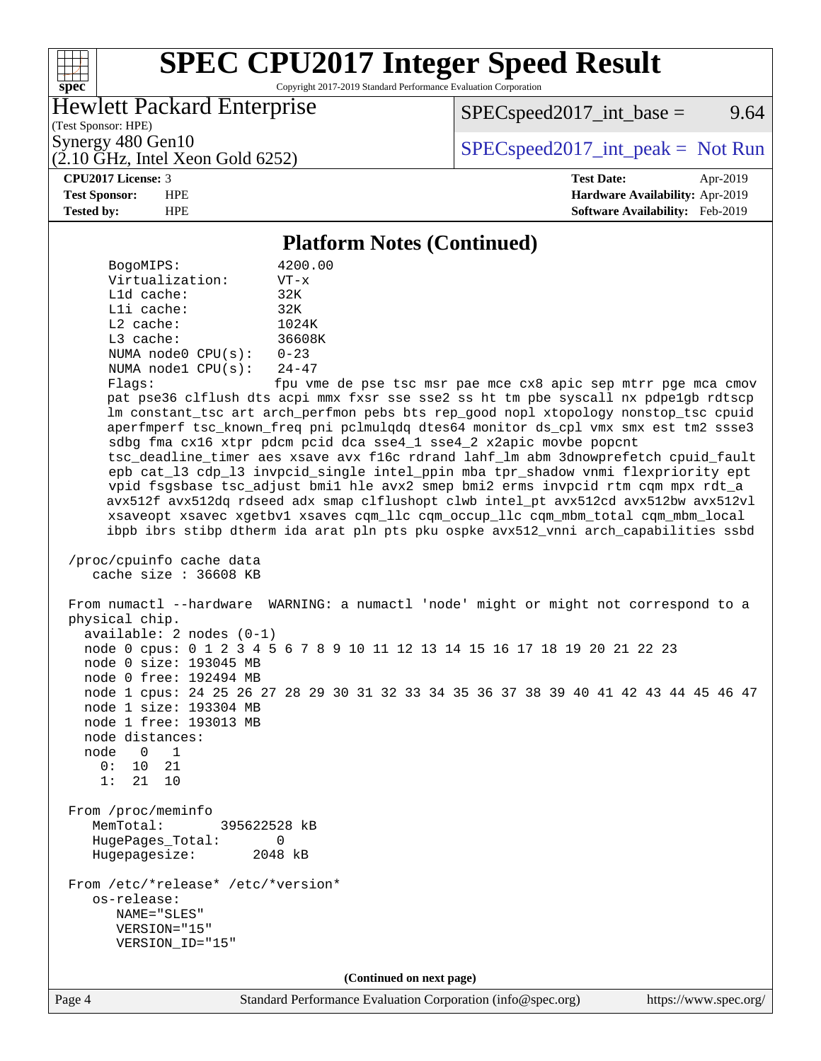# SPEC CPU2017 Integer Speed Result

Copyright 2017-2019 Standard Performance Evaluation Corporation

**Hewlett Packard Enterprise**
(Test Sponsor: HPE)
Synergy 480 Gen10
(2.10 GHz, Intel Xeon Gold 6252)

SPECspeed2017_int_base = 9.64

SPECspeed2017_int_peak = Not Run

**CPU2017 License:** 3
**Test Sponsor:** HPE
**Tested by:** HPE

**Test Date:** Apr-2019
**Hardware Availability:** Apr-2019
**Software Availability:** Feb-2019

## Platform Notes (Continued)

```
     BogoMIPS:              4200.00
     Virtualization:        VT-x
     L1d cache:             32K
     L1i cache:             32K
     L2 cache:              1024K
     L3 cache:              36608K
     NUMA node0 CPU(s):     0-23
     NUMA node1 CPU(s):     24-47
     Flags:                 fpu vme de pse tsc msr pae mce cx8 apic sep mtrr pge mca cmov
     pat pse36 clflush dts acpi mmx fxsr sse sse2 ss ht tm pbe syscall nx pdpe1gb rdtscp
     lm constant_tsc art arch_perfmon pebs bts rep_good nopl xtopology nonstop_tsc cpuid
     aperfmperf tsc_known_freq pni pclmulqdq dtes64 monitor ds_cpl vmx smx est tm2 ssse3
     sdbg fma cx16 xtpr pdcm pcid dca sse4_1 sse4_2 x2apic movbe popcnt
     tsc_deadline_timer aes xsave avx f16c rdrand lahf_lm abm 3dnowprefetch cpuid_fault
     epb cat_l3 cdp_l3 invpcid_single intel_ppin mba tpr_shadow vnmi flexpriority ept
     vpid fsgsbase tsc_adjust bmi1 hle avx2 smep bmi2 erms invpcid rtm cqm mpx rdt_a
     avx512f avx512dq rdseed adx smap clflushopt clwb intel_pt avx512cd avx512bw avx512vl
     xsaveopt xsavec xgetbv1 xsaves cqm_llc cqm_occup_llc cqm_mbm_total cqm_mbm_local
     ibpb ibrs stibp dtherm ida arat pln pts pku ospke avx512_vnni arch_capabilities ssbd

 /proc/cpuinfo cache data
    cache size : 36608 KB

 From numactl --hardware  WARNING: a numactl 'node' might or might not correspond to a
 physical chip.
   available: 2 nodes (0-1)
   node 0 cpus: 0 1 2 3 4 5 6 7 8 9 10 11 12 13 14 15 16 17 18 19 20 21 22 23
   node 0 size: 193045 MB
   node 0 free: 192494 MB
   node 1 cpus: 24 25 26 27 28 29 30 31 32 33 34 35 36 37 38 39 40 41 42 43 44 45 46 47
   node 1 size: 193304 MB
   node 1 free: 193013 MB
   node distances:
   node   0   1
     0:  10  21
     1:  21  10

 From /proc/meminfo
    MemTotal:       395622528 kB
    HugePages_Total:       0
    Hugepagesize:       2048 kB

 From /etc/*release* /etc/*version*
    os-release:
       NAME="SLES"
       VERSION="15"
       VERSION_ID="15"
```

(Continued on next page)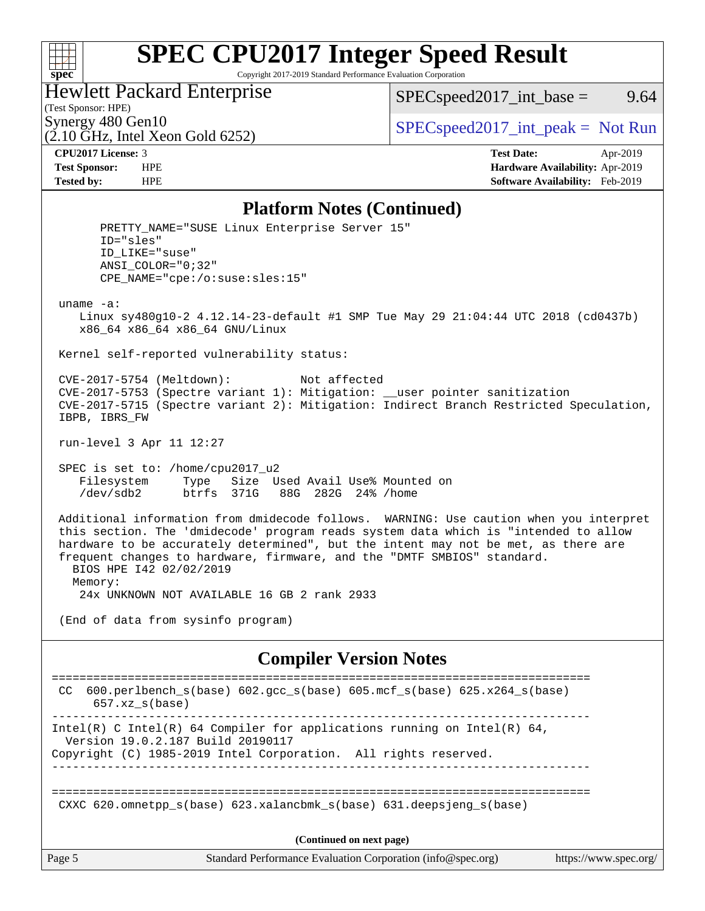# SPEC CPU2017 Integer Speed Result

Copyright 2017-2019 Standard Performance Evaluation Corporation

**Hewlett Packard Enterprise**
(Test Sponsor: HPE)
Synergy 480 Gen10
(2.10 GHz, Intel Xeon Gold 6252)

SPECspeed2017_int_base = 9.64

SPECspeed2017_int_peak = Not Run

**CPU2017 License:** 3
**Test Sponsor:** HPE
**Tested by:** HPE

**Test Date:** Apr-2019
**Hardware Availability:** Apr-2019
**Software Availability:** Feb-2019

## Platform Notes (Continued)

```
      PRETTY_NAME="SUSE Linux Enterprise Server 15"
      ID="sles"
      ID_LIKE="suse"
      ANSI_COLOR="0;32"
      CPE_NAME="cpe:/o:suse:sles:15"

 uname -a:
    Linux sy480g10-2 4.12.14-23-default #1 SMP Tue May 29 21:04:44 UTC 2018 (cd0437b)
    x86_64 x86_64 x86_64 GNU/Linux

 Kernel self-reported vulnerability status:

 CVE-2017-5754 (Meltdown):          Not affected
 CVE-2017-5753 (Spectre variant 1): Mitigation: __user pointer sanitization
 CVE-2017-5715 (Spectre variant 2): Mitigation: Indirect Branch Restricted Speculation,
 IBPB, IBRS_FW

 run-level 3 Apr 11 12:27

 SPEC is set to: /home/cpu2017_u2
    Filesystem     Type   Size  Used Avail Use% Mounted on
    /dev/sdb2      btrfs  371G   88G  282G  24% /home

 Additional information from dmidecode follows.  WARNING: Use caution when you interpret
 this section. The 'dmidecode' program reads system data which is "intended to allow
 hardware to be accurately determined", but the intent may not be met, as there are
 frequent changes to hardware, firmware, and the "DMTF SMBIOS" standard.
   BIOS HPE I42 02/02/2019
   Memory:
    24x UNKNOWN NOT AVAILABLE 16 GB 2 rank 2933

 (End of data from sysinfo program)
```

## Compiler Version Notes

```
==============================================================================
 CC  600.perlbench_s(base) 602.gcc_s(base) 605.mcf_s(base) 625.x264_s(base)
      657.xz_s(base)
------------------------------------------------------------------------------
Intel(R) C Intel(R) 64 Compiler for applications running on Intel(R) 64,
  Version 19.0.2.187 Build 20190117
Copyright (C) 1985-2019 Intel Corporation.  All rights reserved.
------------------------------------------------------------------------------

==============================================================================
 CXXC 620.omnetpp_s(base) 623.xalancbmk_s(base) 631.deepsjeng_s(base)
```

(Continued on next page)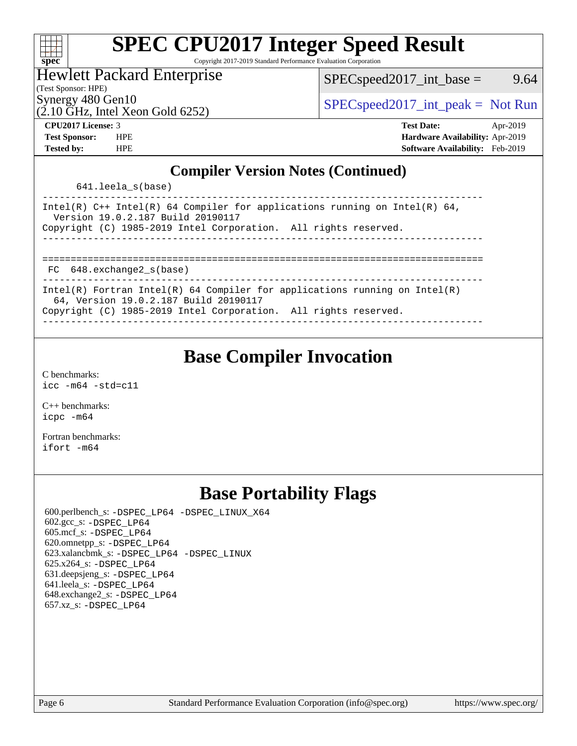## Compiler Version Notes (Continued)

```
      641.leela_s(base)
------------------------------------------------------------------------------
Intel(R) C++ Intel(R) 64 Compiler for applications running on Intel(R) 64,
  Version 19.0.2.187 Build 20190117
Copyright (C) 1985-2019 Intel Corporation.  All rights reserved.
------------------------------------------------------------------------------

==============================================================================
 FC  648.exchange2_s(base)
------------------------------------------------------------------------------
Intel(R) Fortran Intel(R) 64 Compiler for applications running on Intel(R)
  64, Version 19.0.2.187 Build 20190117
Copyright (C) 1985-2019 Intel Corporation.  All rights reserved.
------------------------------------------------------------------------------
```

## Base Compiler Invocation

C benchmarks:
icc -m64 -std=c11

C++ benchmarks:
icpc -m64

Fortran benchmarks:
ifort -m64

## Base Portability Flags

600.perlbench_s: -DSPEC_LP64 -DSPEC_LINUX_X64
602.gcc_s: -DSPEC_LP64
605.mcf_s: -DSPEC_LP64
620.omnetpp_s: -DSPEC_LP64
623.xalancbmk_s: -DSPEC_LP64 -DSPEC_LINUX
625.x264_s: -DSPEC_LP64
631.deepsjeng_s: -DSPEC_LP64
641.leela_s: -DSPEC_LP64
648.exchange2_s: -DSPEC_LP64
657.xz_s: -DSPEC_LP64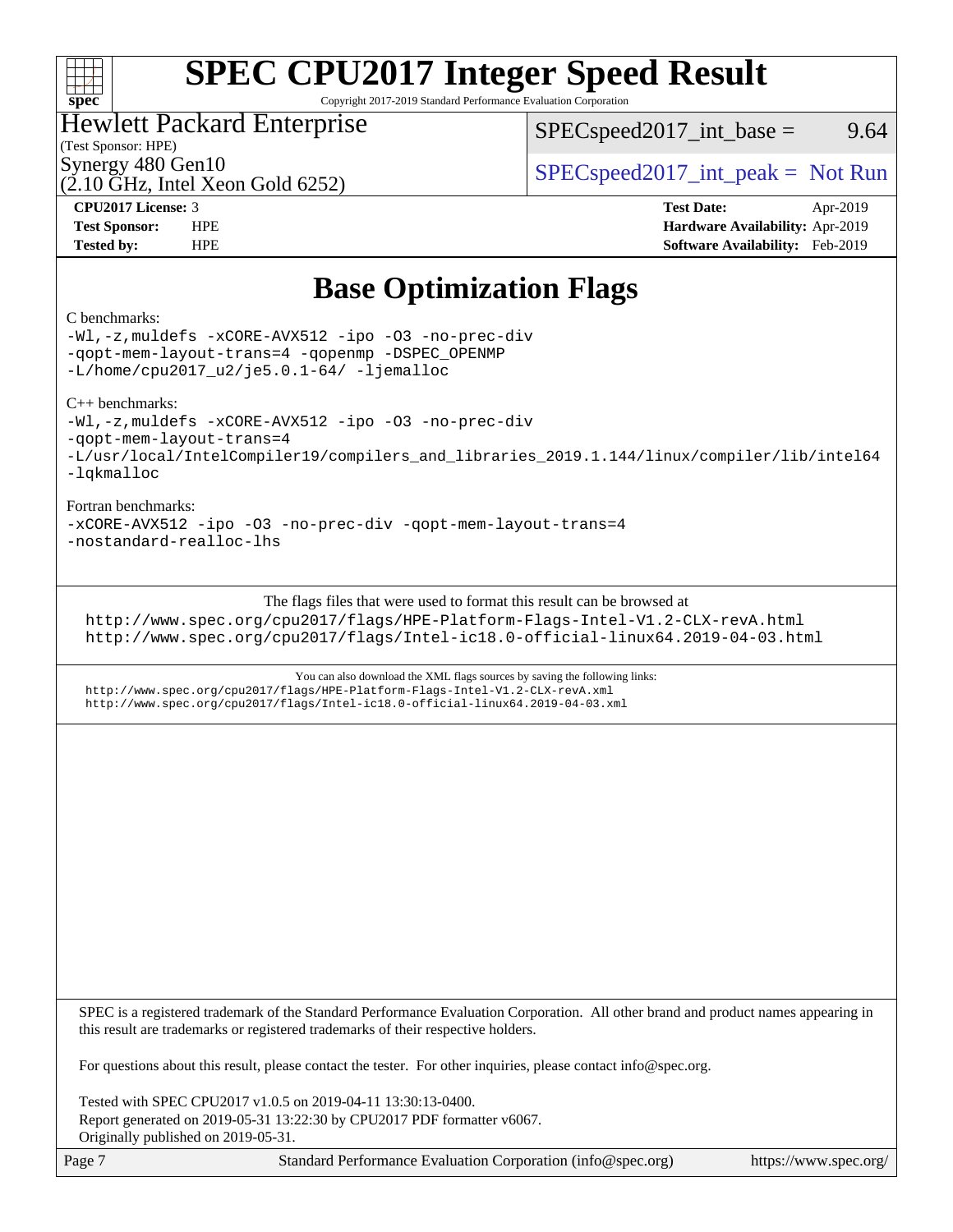# SPEC CPU2017 Integer Speed Result

Copyright 2017-2019 Standard Performance Evaluation Corporation

**Hewlett Packard Enterprise**
(Test Sponsor: HPE)
Synergy 480 Gen10
(2.10 GHz, Intel Xeon Gold 6252)

SPECspeed2017_int_base = 9.64

SPECspeed2017_int_peak = Not Run

**CPU2017 License:** 3
**Test Sponsor:** HPE
**Tested by:** HPE

**Test Date:** Apr-2019
**Hardware Availability:** Apr-2019
**Software Availability:** Feb-2019

## Base Optimization Flags

C benchmarks:

```
-Wl,-z,muldefs -xCORE-AVX512 -ipo -O3 -no-prec-div
-qopt-mem-layout-trans=4 -qopenmp -DSPEC_OPENMP
-L/home/cpu2017_u2/je5.0.1-64/ -ljemalloc
```

C++ benchmarks:

```
-Wl,-z,muldefs -xCORE-AVX512 -ipo -O3 -no-prec-div
-qopt-mem-layout-trans=4
-L/usr/local/IntelCompiler19/compilers_and_libraries_2019.1.144/linux/compiler/lib/intel64
-lqkmalloc
```

Fortran benchmarks:

```
-xCORE-AVX512 -ipo -O3 -no-prec-div -qopt-mem-layout-trans=4
-nostandard-realloc-lhs
```

The flags files that were used to format this result can be browsed at
http://www.spec.org/cpu2017/flags/HPE-Platform-Flags-Intel-V1.2-CLX-revA.html
http://www.spec.org/cpu2017/flags/Intel-ic18.0-official-linux64.2019-04-03.html

You can also download the XML flags sources by saving the following links:
http://www.spec.org/cpu2017/flags/HPE-Platform-Flags-Intel-V1.2-CLX-revA.xml
http://www.spec.org/cpu2017/flags/Intel-ic18.0-official-linux64.2019-04-03.xml

SPEC is a registered trademark of the Standard Performance Evaluation Corporation. All other brand and product names appearing in this result are trademarks or registered trademarks of their respective holders.

For questions about this result, please contact the tester. For other inquiries, please contact info@spec.org.

Tested with SPEC CPU2017 v1.0.5 on 2019-04-11 13:30:13-0400.
Report generated on 2019-05-31 13:22:30 by CPU2017 PDF formatter v6067.
Originally published on 2019-05-31.